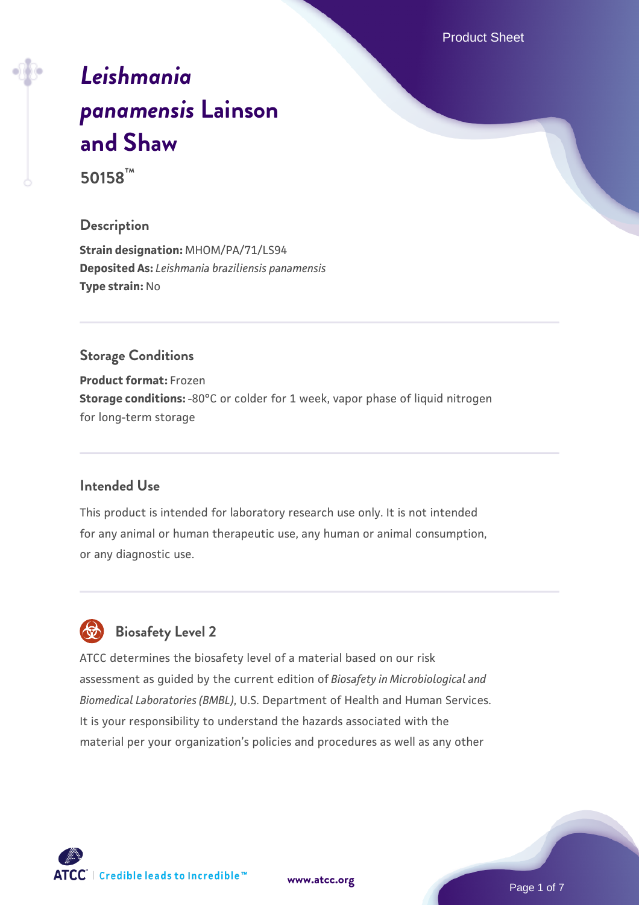# *Leishmania panamensis* Lainson and Shaw

**50158™**

## Description

**Strain designation:** MHOM/PA/71/LS94
**Deposited As:** *Leishmania braziliensis panamensis*
**Type strain:** No

## Storage Conditions

**Product format:** Frozen
**Storage conditions:** -80°C or colder for 1 week, vapor phase of liquid nitrogen for long-term storage

## Intended Use

This product is intended for laboratory research use only. It is not intended for any animal or human therapeutic use, any human or animal consumption, or any diagnostic use.

## Biosafety Level 2

ATCC determines the biosafety level of a material based on our risk assessment as guided by the current edition of *Biosafety in Microbiological and Biomedical Laboratories (BMBL)*, U.S. Department of Health and Human Services. It is your responsibility to understand the hazards associated with the material per your organization's policies and procedures as well as any other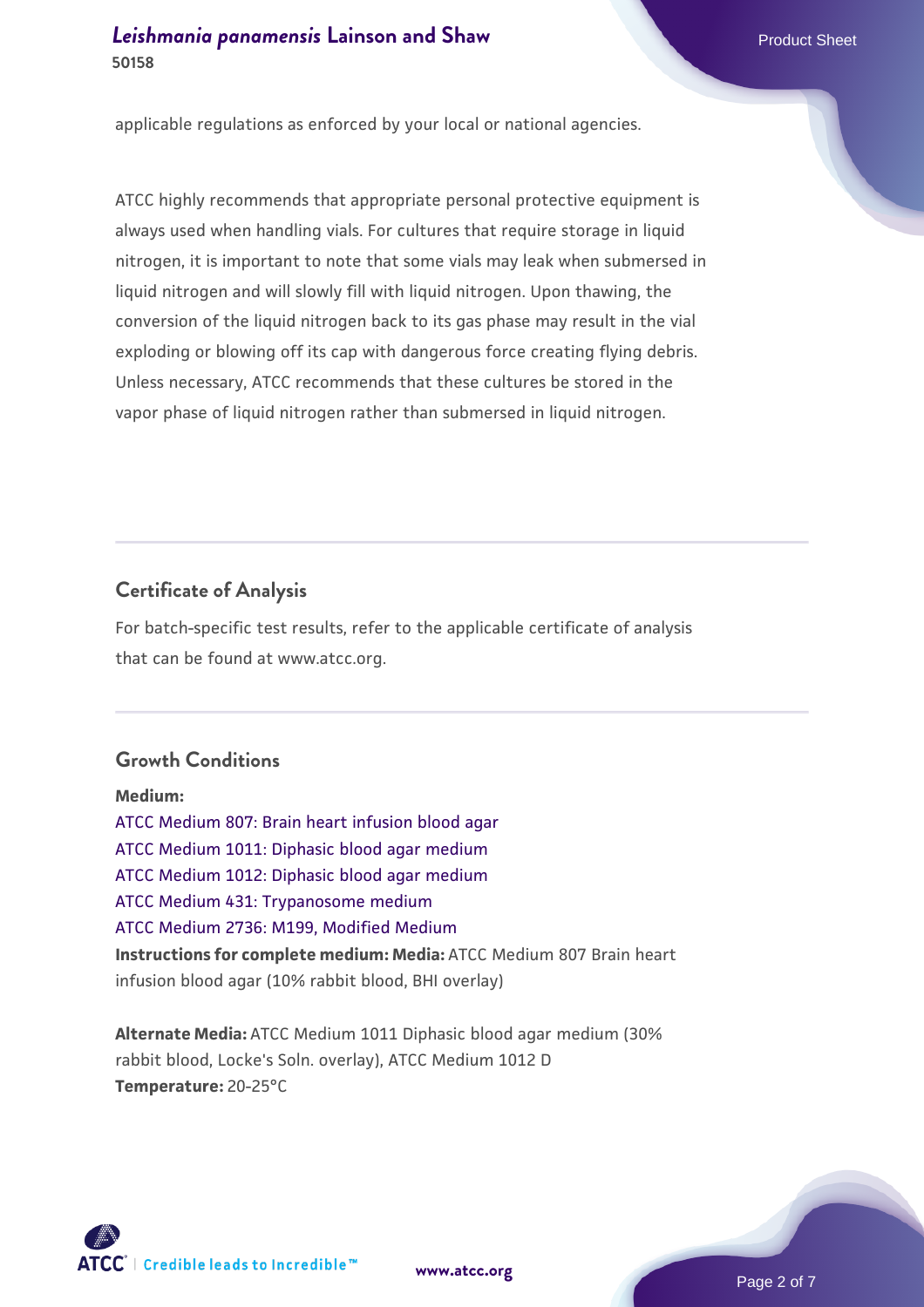applicable regulations as enforced by your local or national agencies.

ATCC highly recommends that appropriate personal protective equipment is always used when handling vials. For cultures that require storage in liquid nitrogen, it is important to note that some vials may leak when submersed in liquid nitrogen and will slowly fill with liquid nitrogen. Upon thawing, the conversion of the liquid nitrogen back to its gas phase may result in the vial exploding or blowing off its cap with dangerous force creating flying debris. Unless necessary, ATCC recommends that these cultures be stored in the vapor phase of liquid nitrogen rather than submersed in liquid nitrogen.

## Certificate of Analysis

For batch-specific test results, refer to the applicable certificate of analysis that can be found at www.atcc.org.

## Growth Conditions

**Medium:**
ATCC Medium 807: Brain heart infusion blood agar
ATCC Medium 1011: Diphasic blood agar medium
ATCC Medium 1012: Diphasic blood agar medium
ATCC Medium 431: Trypanosome medium
ATCC Medium 2736: M199, Modified Medium
**Instructions for complete medium: Media:** ATCC Medium 807 Brain heart infusion blood agar (10% rabbit blood, BHI overlay)

**Alternate Media:** ATCC Medium 1011 Diphasic blood agar medium (30% rabbit blood, Locke's Soln. overlay), ATCC Medium 1012 D
**Temperature:** 20-25°C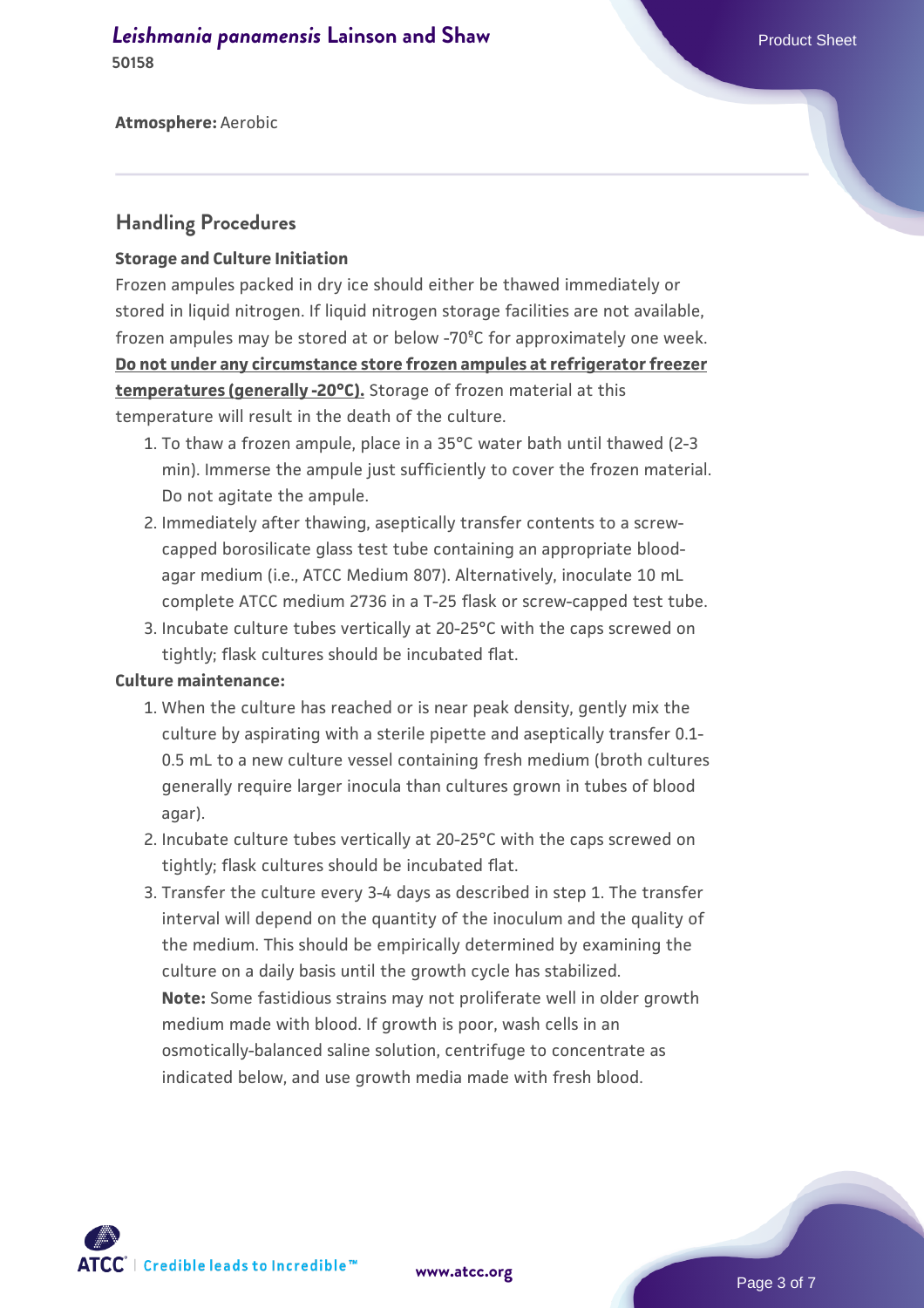**Atmosphere:** Aerobic

## Handling Procedures

**Storage and Culture Initiation**

Frozen ampules packed in dry ice should either be thawed immediately or stored in liquid nitrogen. If liquid nitrogen storage facilities are not available, frozen ampules may be stored at or below -70°C for approximately one week. **Do not under any circumstance store frozen ampules at refrigerator freezer temperatures (generally -20°C).** Storage of frozen material at this temperature will result in the death of the culture.

1. To thaw a frozen ampule, place in a 35°C water bath until thawed (2-3 min). Immerse the ampule just sufficiently to cover the frozen material. Do not agitate the ampule.
2. Immediately after thawing, aseptically transfer contents to a screw-capped borosilicate glass test tube containing an appropriate blood-agar medium (i.e., ATCC Medium 807). Alternatively, inoculate 10 mL complete ATCC medium 2736 in a T-25 flask or screw-capped test tube.
3. Incubate culture tubes vertically at 20-25°C with the caps screwed on tightly; flask cultures should be incubated flat.

**Culture maintenance:**

1. When the culture has reached or is near peak density, gently mix the culture by aspirating with a sterile pipette and aseptically transfer 0.1-0.5 mL to a new culture vessel containing fresh medium (broth cultures generally require larger inocula than cultures grown in tubes of blood agar).
2. Incubate culture tubes vertically at 20-25°C with the caps screwed on tightly; flask cultures should be incubated flat.
3. Transfer the culture every 3-4 days as described in step 1. The transfer interval will depend on the quantity of the inoculum and the quality of the medium. This should be empirically determined by examining the culture on a daily basis until the growth cycle has stabilized.
   **Note:** Some fastidious strains may not proliferate well in older growth medium made with blood. If growth is poor, wash cells in an osmotically-balanced saline solution, centrifuge to concentrate as indicated below, and use growth media made with fresh blood.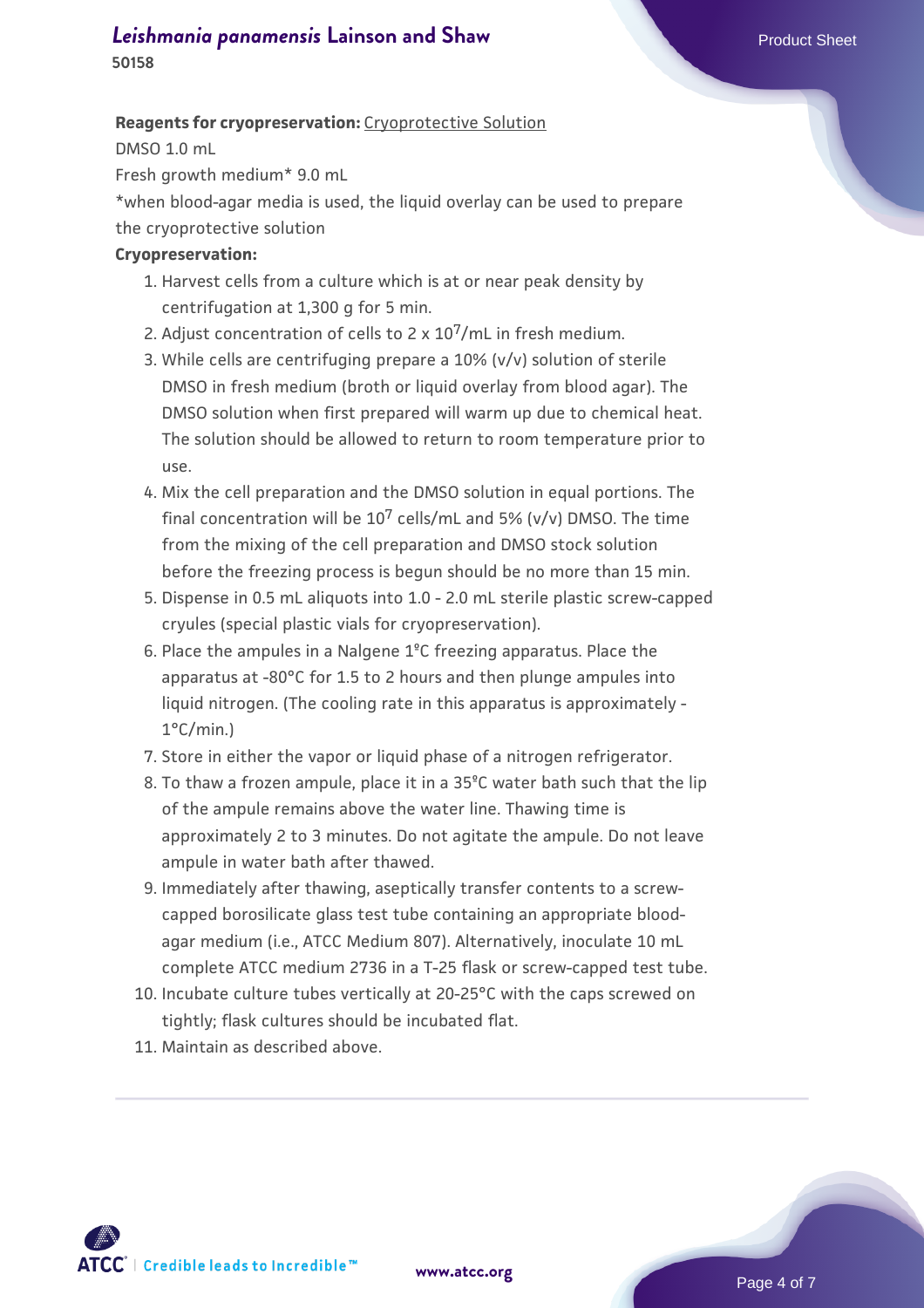**Reagents for cryopreservation:** Cryoprotective Solution

DMSO 1.0 mL

Fresh growth medium* 9.0 mL

*when blood-agar media is used, the liquid overlay can be used to prepare the cryoprotective solution

**Cryopreservation:**

1. Harvest cells from a culture which is at or near peak density by centrifugation at 1,300 g for 5 min.
2. Adjust concentration of cells to 2 x $10^7$/mL in fresh medium.
3. While cells are centrifuging prepare a 10% (v/v) solution of sterile DMSO in fresh medium (broth or liquid overlay from blood agar). The DMSO solution when first prepared will warm up due to chemical heat. The solution should be allowed to return to room temperature prior to use.
4. Mix the cell preparation and the DMSO solution in equal portions. The final concentration will be $10^7$ cells/mL and 5% (v/v) DMSO. The time from the mixing of the cell preparation and DMSO stock solution before the freezing process is begun should be no more than 15 min.
5. Dispense in 0.5 mL aliquots into 1.0 - 2.0 mL sterile plastic screw-capped cryules (special plastic vials for cryopreservation).
6. Place the ampules in a Nalgene 1°C freezing apparatus. Place the apparatus at -80°C for 1.5 to 2 hours and then plunge ampules into liquid nitrogen. (The cooling rate in this apparatus is approximately -1°C/min.)
7. Store in either the vapor or liquid phase of a nitrogen refrigerator.
8. To thaw a frozen ampule, place it in a 35°C water bath such that the lip of the ampule remains above the water line. Thawing time is approximately 2 to 3 minutes. Do not agitate the ampule. Do not leave ampule in water bath after thawed.
9. Immediately after thawing, aseptically transfer contents to a screw-capped borosilicate glass test tube containing an appropriate blood-agar medium (i.e., ATCC Medium 807). Alternatively, inoculate 10 mL complete ATCC medium 2736 in a T-25 flask or screw-capped test tube.
10. Incubate culture tubes vertically at 20-25°C with the caps screwed on tightly; flask cultures should be incubated flat.
11. Maintain as described above.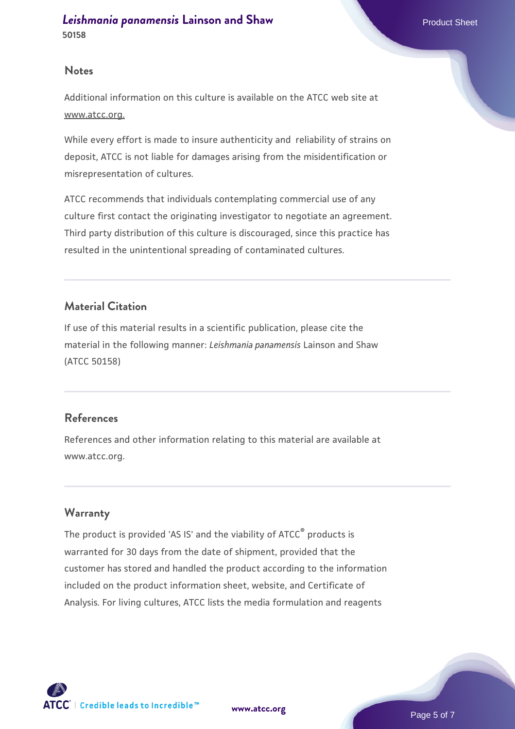## Notes

Additional information on this culture is available on the ATCC web site at www.atcc.org.

While every effort is made to insure authenticity and reliability of strains on deposit, ATCC is not liable for damages arising from the misidentification or misrepresentation of cultures.

ATCC recommends that individuals contemplating commercial use of any culture first contact the originating investigator to negotiate an agreement. Third party distribution of this culture is discouraged, since this practice has resulted in the unintentional spreading of contaminated cultures.

## Material Citation

If use of this material results in a scientific publication, please cite the material in the following manner: *Leishmania panamensis* Lainson and Shaw (ATCC 50158)

## References

References and other information relating to this material are available at www.atcc.org.

## Warranty

The product is provided 'AS IS' and the viability of ATCC® products is warranted for 30 days from the date of shipment, provided that the customer has stored and handled the product according to the information included on the product information sheet, website, and Certificate of Analysis. For living cultures, ATCC lists the media formulation and reagents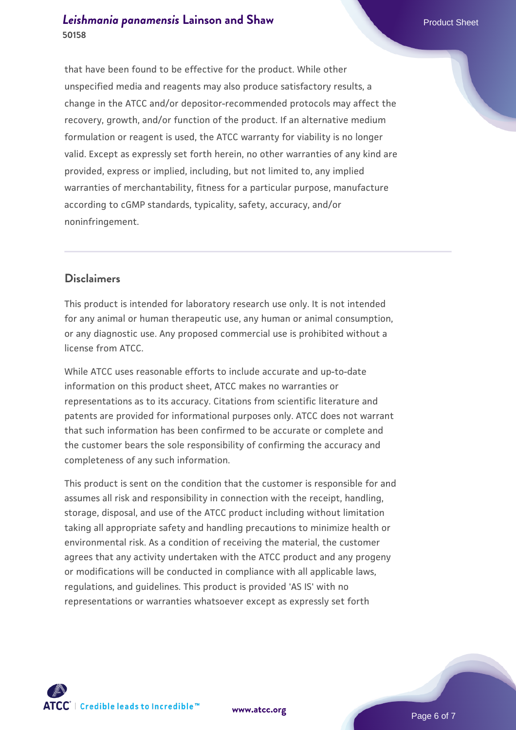that have been found to be effective for the product. While other unspecified media and reagents may also produce satisfactory results, a change in the ATCC and/or depositor-recommended protocols may affect the recovery, growth, and/or function of the product. If an alternative medium formulation or reagent is used, the ATCC warranty for viability is no longer valid. Except as expressly set forth herein, no other warranties of any kind are provided, express or implied, including, but not limited to, any implied warranties of merchantability, fitness for a particular purpose, manufacture according to cGMP standards, typicality, safety, accuracy, and/or noninfringement.

## Disclaimers

This product is intended for laboratory research use only. It is not intended for any animal or human therapeutic use, any human or animal consumption, or any diagnostic use. Any proposed commercial use is prohibited without a license from ATCC.

While ATCC uses reasonable efforts to include accurate and up-to-date information on this product sheet, ATCC makes no warranties or representations as to its accuracy. Citations from scientific literature and patents are provided for informational purposes only. ATCC does not warrant that such information has been confirmed to be accurate or complete and the customer bears the sole responsibility of confirming the accuracy and completeness of any such information.

This product is sent on the condition that the customer is responsible for and assumes all risk and responsibility in connection with the receipt, handling, storage, disposal, and use of the ATCC product including without limitation taking all appropriate safety and handling precautions to minimize health or environmental risk. As a condition of receiving the material, the customer agrees that any activity undertaken with the ATCC product and any progeny or modifications will be conducted in compliance with all applicable laws, regulations, and guidelines. This product is provided 'AS IS' with no representations or warranties whatsoever except as expressly set forth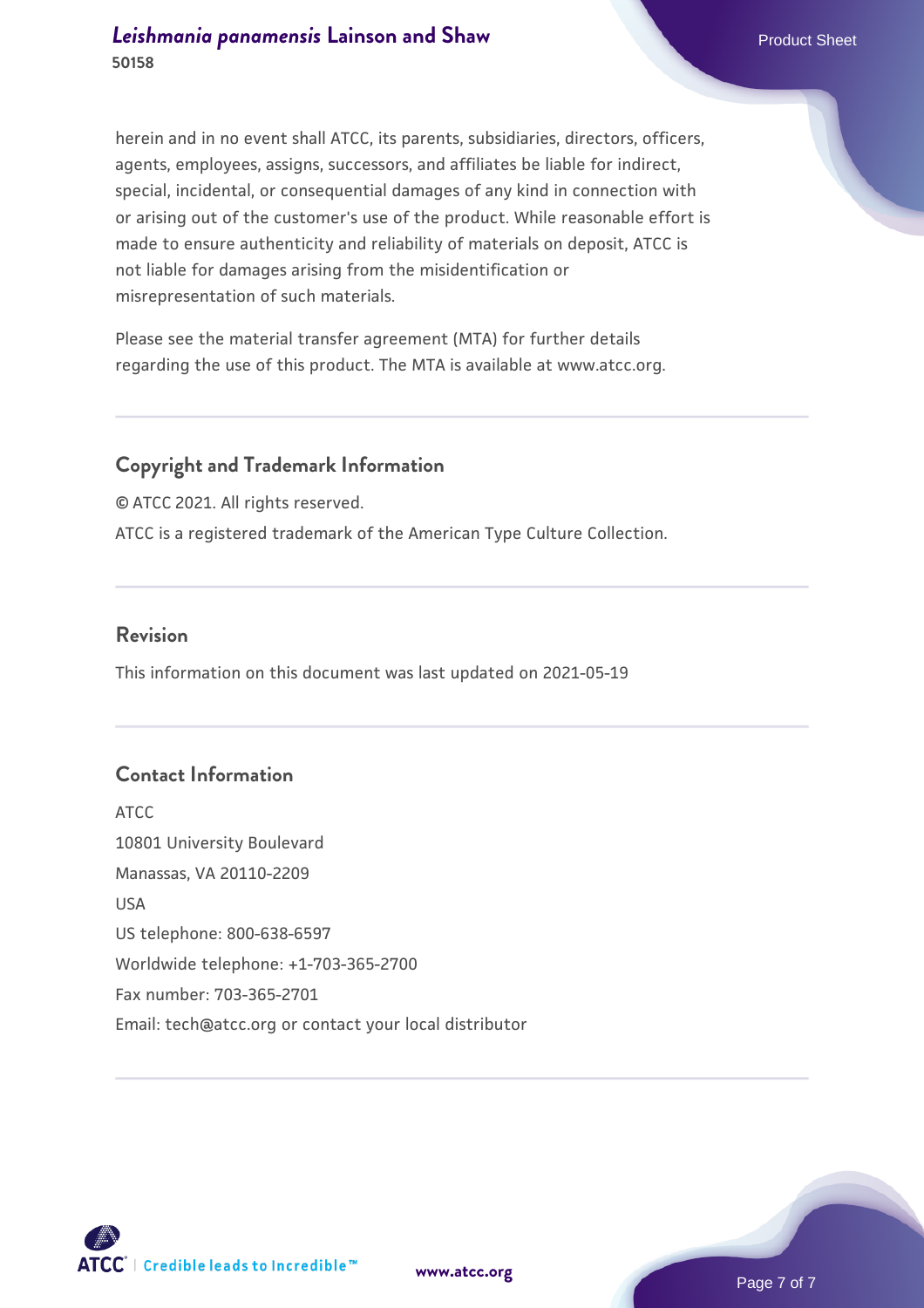herein and in no event shall ATCC, its parents, subsidiaries, directors, officers, agents, employees, assigns, successors, and affiliates be liable for indirect, special, incidental, or consequential damages of any kind in connection with or arising out of the customer's use of the product. While reasonable effort is made to ensure authenticity and reliability of materials on deposit, ATCC is not liable for damages arising from the misidentification or misrepresentation of such materials.

Please see the material transfer agreement (MTA) for further details regarding the use of this product. The MTA is available at www.atcc.org.

## Copyright and Trademark Information

© ATCC 2021. All rights reserved.

ATCC is a registered trademark of the American Type Culture Collection.

## Revision

This information on this document was last updated on 2021-05-19

## Contact Information

ATCC
10801 University Boulevard
Manassas, VA 20110-2209
USA
US telephone: 800-638-6597
Worldwide telephone: +1-703-365-2700
Fax number: 703-365-2701
Email: tech@atcc.org or contact your local distributor